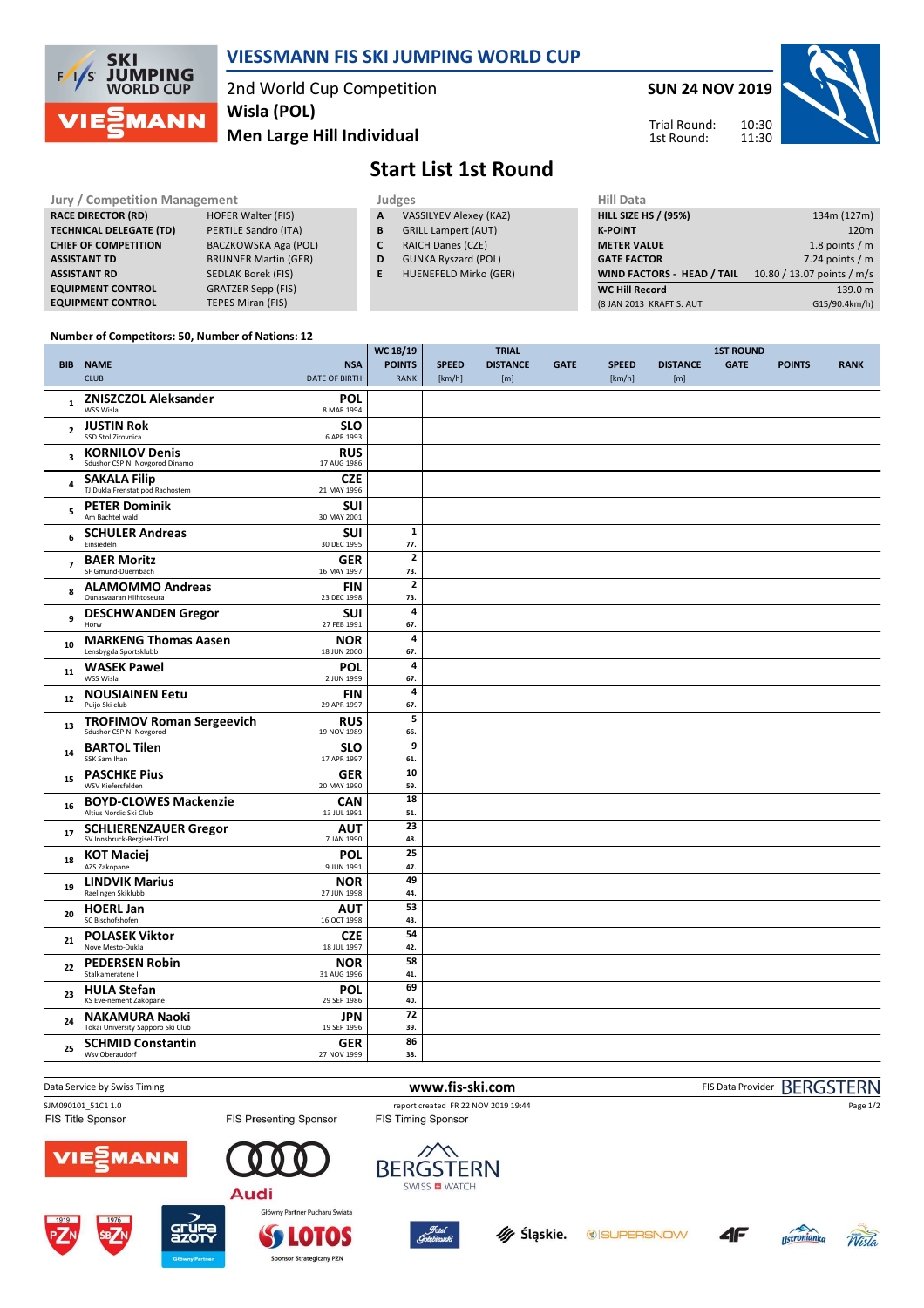# VIESSMANN FIS SKI JUMPING WORLD CUP

2nd World Cup Competition
**Wisla (POL)**
**Men Large Hill Individual**

**SUN 24 NOV 2019**

Trial Round: 10:30
1st Round: 11:30

## Start List 1st Round

| Jury / Competition Management | |
|---|---|
| RACE DIRECTOR (RD) | HOFER Walter (FIS) |
| TECHNICAL DELEGATE (TD) | PERTILE Sandro (ITA) |
| CHIEF OF COMPETITION | BACZKOWSKA Aga (POL) |
| ASSISTANT TD | BRUNNER Martin (GER) |
| ASSISTANT RD | SEDLAK Borek (FIS) |
| EQUIPMENT CONTROL | GRATZER Sepp (FIS) |
| EQUIPMENT CONTROL | TEPES Miran (FIS) |

| Judges | |
|---|---|
| A | VASSILYEV Alexey (KAZ) |
| B | GRILL Lampert (AUT) |
| C | RAICH Danes (CZE) |
| D | GUNKA Ryszard (POL) |
| E | HUENEFELD Mirko (GER) |

| Hill Data | |
|---|---|
| HILL SIZE HS / (95%) | 134m (127m) |
| K-POINT | 120m |
| METER VALUE | 1.8 points / m |
| GATE FACTOR | 7.24 points / m |
| WIND FACTORS - HEAD / TAIL | 10.80 / 13.07 points / m/s |
| WC Hill Record | 139.0 m |
| (8 JAN 2013 KRAFT S. AUT | G15/90.4km/h) |

Number of Competitors: 50, Number of Nations: 12

| BIB | NAME / CLUB | NSA / DATE OF BIRTH | WC 18/19 POINTS / RANK | TRIAL SPEED [km/h] | TRIAL DISTANCE [m] | TRIAL GATE | 1ST ROUND SPEED [km/h] | 1ST ROUND DISTANCE [m] | 1ST ROUND GATE | POINTS | RANK |
|---|---|---|---|---|---|---|---|---|---|---|---|
| 1 | **ZNISZCZOL Aleksander** WSS Wisla | **POL** 8 MAR 1994 | | | | | | | | | |
| 2 | **JUSTIN Rok** SSD Stol Zirovnica | **SLO** 6 APR 1993 | | | | | | | | | |
| 3 | **KORNILOV Denis** Sdushor CSP N. Novgorod Dinamo | **RUS** 17 AUG 1986 | | | | | | | | | |
| 4 | **SAKALA Filip** TJ Dukla Frenstat pod Radhostem | **CZE** 21 MAY 1996 | | | | | | | | | |
| 5 | **PETER Dominik** Am Bachtel wald | **SUI** 30 MAY 2001 | | | | | | | | | |
| 6 | **SCHULER Andreas** Einsiedeln | **SUI** 30 DEC 1995 | 1 / 77. | | | | | | | | |
| 7 | **BAER Moritz** SF Gmund-Duernbach | **GER** 16 MAY 1997 | 2 / 73. | | | | | | | | |
| 8 | **ALAMOMMO Andreas** Ounasvaaran Hiihtoseura | **FIN** 23 DEC 1998 | 2 / 73. | | | | | | | | |
| 9 | **DESCHWANDEN Gregor** Horw | **SUI** 27 FEB 1991 | 4 / 67. | | | | | | | | |
| 10 | **MARKENG Thomas Aasen** Lensbygda Sportsklubb | **NOR** 18 JUN 2000 | 4 / 67. | | | | | | | | |
| 11 | **WASEK Pawel** WSS Wisla | **POL** 2 JUN 1999 | 4 / 67. | | | | | | | | |
| 12 | **NOUSIAINEN Eetu** Puijo Ski club | **FIN** 29 APR 1997 | 4 / 67. | | | | | | | | |
| 13 | **TROFIMOV Roman Sergeevich** Sdushor CSP N. Novgorod | **RUS** 19 NOV 1989 | 5 / 66. | | | | | | | | |
| 14 | **BARTOL Tilen** SSK Sam Ihan | **SLO** 17 APR 1997 | 9 / 61. | | | | | | | | |
| 15 | **PASCHKE Pius** WSV Kiefersfelden | **GER** 20 MAY 1990 | 10 / 59. | | | | | | | | |
| 16 | **BOYD-CLOWES Mackenzie** Altius Nordic Ski Club | **CAN** 13 JUL 1991 | 18 / 51. | | | | | | | | |
| 17 | **SCHLIERENZAUER Gregor** SV Innsbruck-Bergisel-Tirol | **AUT** 7 JAN 1990 | 23 / 48. | | | | | | | | |
| 18 | **KOT Maciej** AZS Zakopane | **POL** 9 JUN 1991 | 25 / 47. | | | | | | | | |
| 19 | **LINDVIK Marius** Raelingen Skiklubb | **NOR** 27 JUN 1998 | 49 / 44. | | | | | | | | |
| 20 | **HOERL Jan** SC Bischofshofen | **AUT** 16 OCT 1998 | 53 / 43. | | | | | | | | |
| 21 | **POLASEK Viktor** Nove Mesto-Dukla | **CZE** 18 JUL 1997 | 54 / 42. | | | | | | | | |
| 22 | **PEDERSEN Robin** Stalkameratene Il | **NOR** 31 AUG 1996 | 58 / 41. | | | | | | | | |
| 23 | **HULA Stefan** KS Eve-nement Zakopane | **POL** 29 SEP 1986 | 69 / 40. | | | | | | | | |
| 24 | **NAKAMURA Naoki** Tokai University Sapporo Ski Club | **JPN** 19 SEP 1996 | 72 / 39. | | | | | | | | |
| 25 | **SCHMID Constantin** Wsv Oberaudorf | **GER** 27 NOV 1999 | 86 / 38. | | | | | | | | |

Data Service by Swiss Timing — www.fis-ski.com — FIS Data Provider BERGSTERN

SJM090101_51C1 1.0 — report created FR 22 NOV 2019 19:44

FIS Title Sponsor — FIS Presenting Sponsor — FIS Timing Sponsor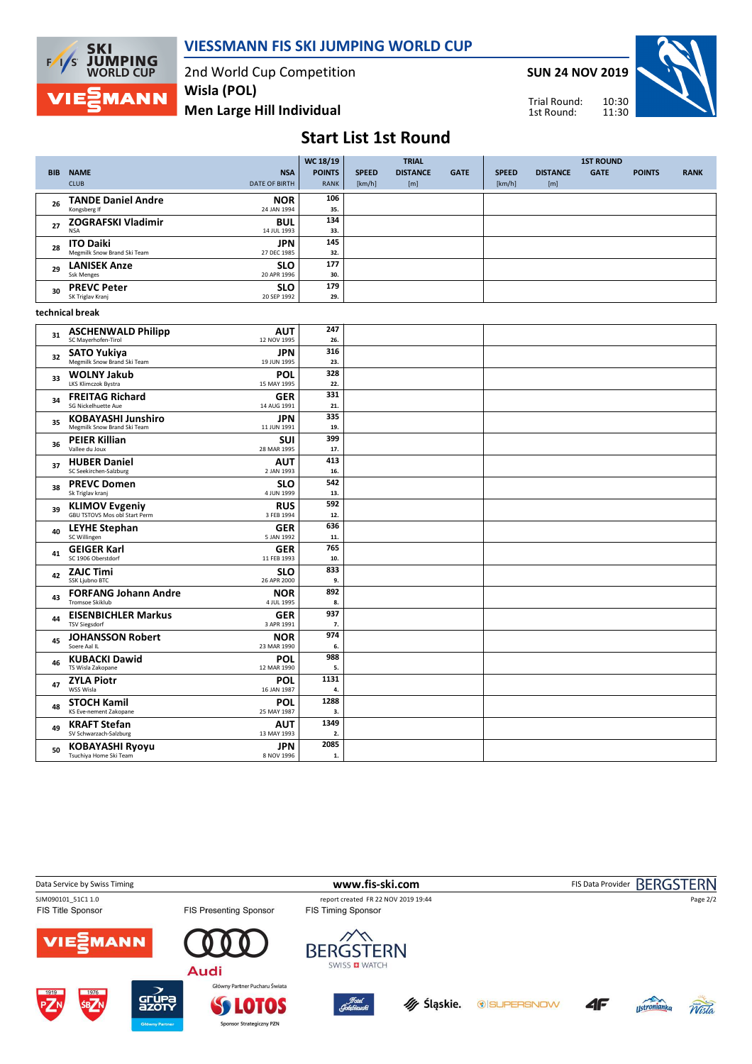# VIESSMANN FIS SKI JUMPING WORLD CUP

2nd World Cup Competition
**Wisla (POL)**
**Men Large Hill Individual**

**SUN 24 NOV 2019**

Trial Round: 10:30
1st Round: 11:30

## Start List 1st Round

| BIB | NAME / CLUB | NSA / DATE OF BIRTH | WC 18/19 POINTS / RANK | TRIAL SPEED [km/h] | TRIAL DISTANCE [m] | TRIAL GATE | 1ST ROUND SPEED [km/h] | 1ST ROUND DISTANCE [m] | 1ST ROUND GATE | POINTS | RANK |
|---|---|---|---|---|---|---|---|---|---|---|---|
| 26 | **TANDE Daniel Andre** Kongsberg If | **NOR** 24 JAN 1994 | 106 35. | | | | | | | | |
| 27 | **ZOGRAFSKI Vladimir** NSA | **BUL** 14 JUL 1993 | 134 33. | | | | | | | | |
| 28 | **ITO Daiki** Megmilk Snow Brand Ski Team | **JPN** 27 DEC 1985 | 145 32. | | | | | | | | |
| 29 | **LANISEK Anze** Ssk Menges | **SLO** 20 APR 1996 | 177 30. | | | | | | | | |
| 30 | **PREVC Peter** SK Triglav Kranj | **SLO** 20 SEP 1992 | 179 29. | | | | | | | | |

technical break

| BIB | NAME / CLUB | NSA / DATE OF BIRTH | WC 18/19 POINTS / RANK | TRIAL SPEED [km/h] | TRIAL DISTANCE [m] | TRIAL GATE | 1ST ROUND SPEED [km/h] | 1ST ROUND DISTANCE [m] | 1ST ROUND GATE | POINTS | RANK |
|---|---|---|---|---|---|---|---|---|---|---|---|
| 31 | **ASCHENWALD Philipp** SC Mayerhofen-Tirol | **AUT** 12 NOV 1995 | 247 26. | | | | | | | | |
| 32 | **SATO Yukiya** Megmilk Snow Brand Ski Team | **JPN** 19 JUN 1995 | 316 23. | | | | | | | | |
| 33 | **WOLNY Jakub** LKS Klimczok Bystra | **POL** 15 MAY 1995 | 328 22. | | | | | | | | |
| 34 | **FREITAG Richard** SG Nickelhuette Aue | **GER** 14 AUG 1991 | 331 21. | | | | | | | | |
| 35 | **KOBAYASHI Junshiro** Megmilk Snow Brand Ski Team | **JPN** 11 JUN 1991 | 335 19. | | | | | | | | |
| 36 | **PEIER Killian** Vallee du Joux | **SUI** 28 MAR 1995 | 399 17. | | | | | | | | |
| 37 | **HUBER Daniel** SC Seekirchen-Salzburg | **AUT** 2 JAN 1993 | 413 16. | | | | | | | | |
| 38 | **PREVC Domen** Sk Triglav kranj | **SLO** 4 JUN 1999 | 542 13. | | | | | | | | |
| 39 | **KLIMOV Evgeniy** GBU TSTOVS Mos obl Start Perm | **RUS** 3 FEB 1994 | 592 12. | | | | | | | | |
| 40 | **LEYHE Stephan** SC Willingen | **GER** 5 JAN 1992 | 636 11. | | | | | | | | |
| 41 | **GEIGER Karl** SC 1906 Oberstdorf | **GER** 11 FEB 1993 | 765 10. | | | | | | | | |
| 42 | **ZAJC Timi** SSK Ljubno BTC | **SLO** 26 APR 2000 | 833 9. | | | | | | | | |
| 43 | **FORFANG Johann Andre** Tromsoe Skiklub | **NOR** 4 JUL 1995 | 892 8. | | | | | | | | |
| 44 | **EISENBICHLER Markus** TSV Siegsdorf | **GER** 3 APR 1991 | 937 7. | | | | | | | | |
| 45 | **JOHANSSON Robert** Soere Aal IL | **NOR** 23 MAR 1990 | 974 6. | | | | | | | | |
| 46 | **KUBACKI Dawid** TS Wisla Zakopane | **POL** 12 MAR 1990 | 988 5. | | | | | | | | |
| 47 | **ZYLA Piotr** WSS Wisla | **POL** 16 JAN 1987 | 1131 4. | | | | | | | | |
| 48 | **STOCH Kamil** KS Eve-nement Zakopane | **POL** 25 MAY 1987 | 1288 3. | | | | | | | | |
| 49 | **KRAFT Stefan** SV Schwarzach-Salzburg | **AUT** 13 MAY 1993 | 1349 2. | | | | | | | | |
| 50 | **KOBAYASHI Ryoyu** Tsuchiya Home Ski Team | **JPN** 8 NOV 1996 | 2085 1. | | | | | | | | |

Data Service by Swiss Timing | www.fis-ski.com | FIS Data Provider BERGSTERN

SJM090101_51C1 1.0 | report created FR 22 NOV 2019 19:44

FIS Title Sponsor | FIS Presenting Sponsor | FIS Timing Sponsor